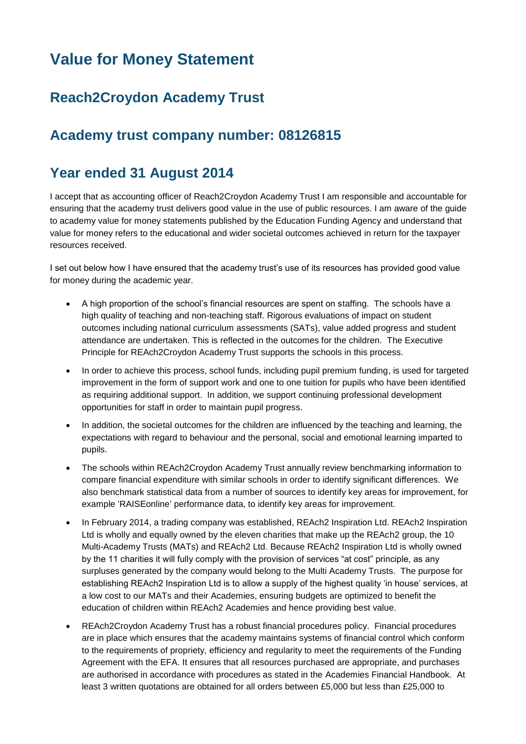# Value for Money Statement

## Reach2Croydon Academy Trust

## Academy trust company number: 08126815

## Year ended 31 August 2014

I accept that as accounting officer of Reach2Croydon Academy Trust I am responsible and accountable for ensuring that the academy trust delivers good value in the use of public resources. I am aware of the guide to academy value for money statements published by the Education Funding Agency and understand that value for money refers to the educational and wider societal outcomes achieved in return for the taxpayer resources received.

I set out below how I have ensured that the academy trust's use of its resources has provided good value for money during the academic year.

- A high proportion of the school's financial resources are spent on staffing. The schools have a high quality of teaching and non-teaching staff. Rigorous evaluations of impact on student outcomes including national curriculum assessments (SATs), value added progress and student attendance are undertaken. This is reflected in the outcomes for the children. The Executive Principle for REAch2Croydon Academy Trust supports the schools in this process.
- In order to achieve this process, school funds, including pupil premium funding, is used for targeted improvement in the form of support work and one to one tuition for pupils who have been identified as requiring additional support. In addition, we support continuing professional development opportunities for staff in order to maintain pupil progress.
- In addition, the societal outcomes for the children are influenced by the teaching and learning, the expectations with regard to behaviour and the personal, social and emotional learning imparted to pupils.
- The schools within REAch2Croydon Academy Trust annually review benchmarking information to compare financial expenditure with similar schools in order to identify significant differences. We also benchmark statistical data from a number of sources to identify key areas for improvement, for example 'RAISEonline' performance data, to identify key areas for improvement.
- In February 2014, a trading company was established, REAch2 Inspiration Ltd. REAch2 Inspiration Ltd is wholly and equally owned by the eleven charities that make up the REAch2 group, the 10 Multi-Academy Trusts (MATs) and REAch2 Ltd. Because REAch2 Inspiration Ltd is wholly owned by the 11 charities it will fully comply with the provision of services "at cost" principle, as any surpluses generated by the company would belong to the Multi Academy Trusts. The purpose for establishing REAch2 Inspiration Ltd is to allow a supply of the highest quality 'in house' services, at a low cost to our MATs and their Academies, ensuring budgets are optimized to benefit the education of children within REAch2 Academies and hence providing best value.
- REAch2Croydon Academy Trust has a robust financial procedures policy. Financial procedures are in place which ensures that the academy maintains systems of financial control which conform to the requirements of propriety, efficiency and regularity to meet the requirements of the Funding Agreement with the EFA. It ensures that all resources purchased are appropriate, and purchases are authorised in accordance with procedures as stated in the Academies Financial Handbook. At least 3 written quotations are obtained for all orders between £5,000 but less than £25,000 to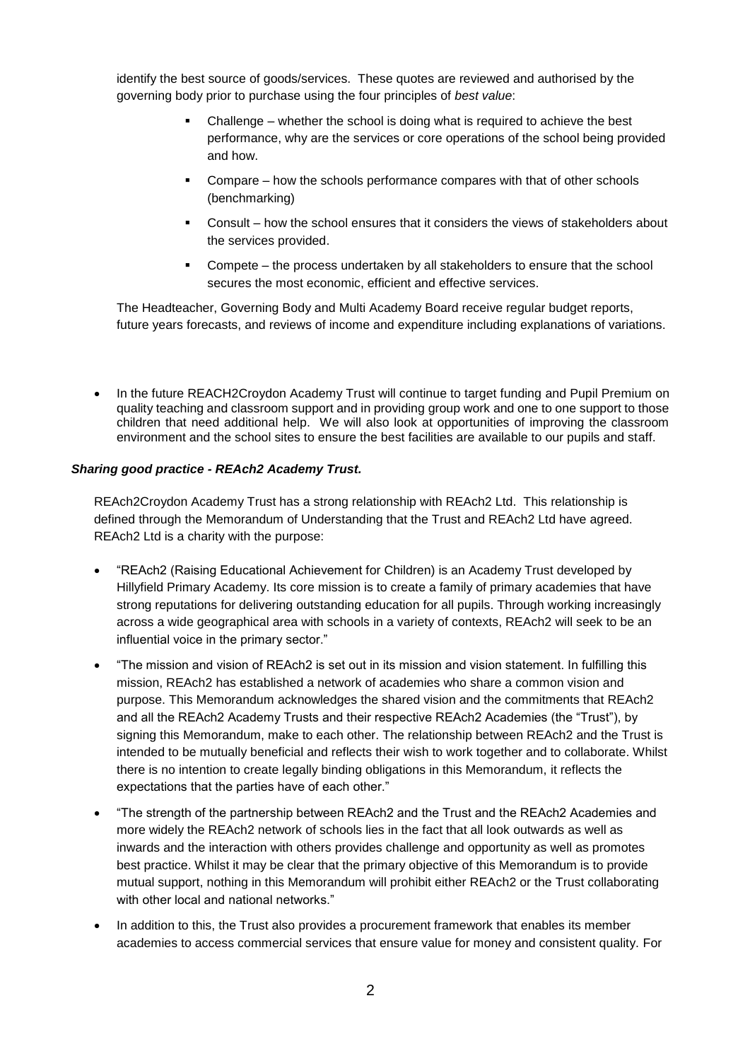identify the best source of goods/services. These quotes are reviewed and authorised by the governing body prior to purchase using the four principles of *best value*:

- Challenge – whether the school is doing what is required to achieve the best performance, why are the services or core operations of the school being provided and how.
- Compare – how the schools performance compares with that of other schools (benchmarking)
- Consult – how the school ensures that it considers the views of stakeholders about the services provided.
- Compete – the process undertaken by all stakeholders to ensure that the school secures the most economic, efficient and effective services.

The Headteacher, Governing Body and Multi Academy Board receive regular budget reports, future years forecasts, and reviews of income and expenditure including explanations of variations.

- In the future REACH2Croydon Academy Trust will continue to target funding and Pupil Premium on quality teaching and classroom support and in providing group work and one to one support to those children that need additional help. We will also look at opportunities of improving the classroom environment and the school sites to ensure the best facilities are available to our pupils and staff.

***Sharing good practice - REAch2 Academy Trust.***

REAch2Croydon Academy Trust has a strong relationship with REAch2 Ltd. This relationship is defined through the Memorandum of Understanding that the Trust and REAch2 Ltd have agreed. REAch2 Ltd is a charity with the purpose:

- "REAch2 (Raising Educational Achievement for Children) is an Academy Trust developed by Hillyfield Primary Academy. Its core mission is to create a family of primary academies that have strong reputations for delivering outstanding education for all pupils. Through working increasingly across a wide geographical area with schools in a variety of contexts, REAch2 will seek to be an influential voice in the primary sector."
- "The mission and vision of REAch2 is set out in its mission and vision statement. In fulfilling this mission, REAch2 has established a network of academies who share a common vision and purpose. This Memorandum acknowledges the shared vision and the commitments that REAch2 and all the REAch2 Academy Trusts and their respective REAch2 Academies (the "Trust"), by signing this Memorandum, make to each other. The relationship between REAch2 and the Trust is intended to be mutually beneficial and reflects their wish to work together and to collaborate. Whilst there is no intention to create legally binding obligations in this Memorandum, it reflects the expectations that the parties have of each other."
- "The strength of the partnership between REAch2 and the Trust and the REAch2 Academies and more widely the REAch2 network of schools lies in the fact that all look outwards as well as inwards and the interaction with others provides challenge and opportunity as well as promotes best practice. Whilst it may be clear that the primary objective of this Memorandum is to provide mutual support, nothing in this Memorandum will prohibit either REAch2 or the Trust collaborating with other local and national networks."
- In addition to this, the Trust also provides a procurement framework that enables its member academies to access commercial services that ensure value for money and consistent quality. For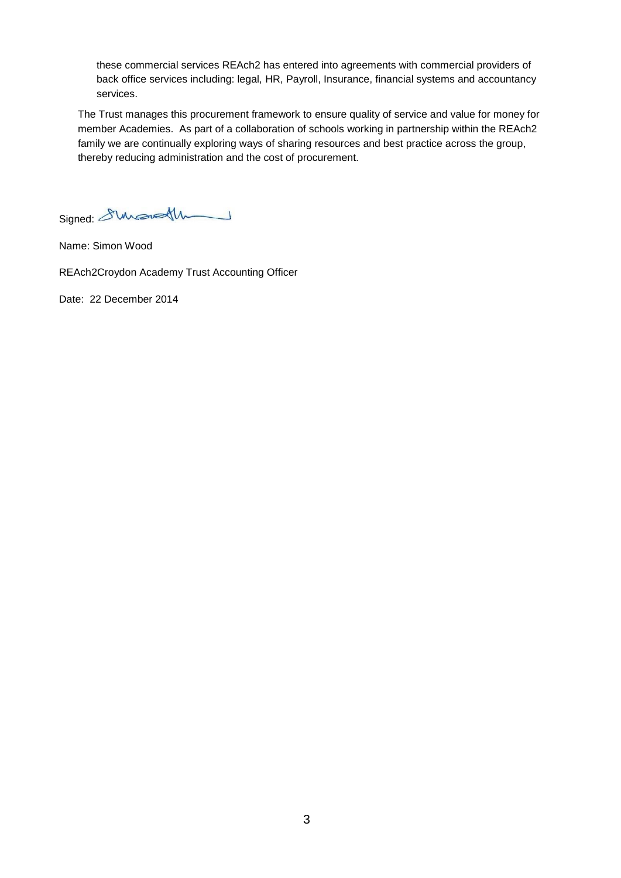these commercial services REAch2 has entered into agreements with commercial providers of back office services including: legal, HR, Payroll, Insurance, financial systems and accountancy services.

The Trust manages this procurement framework to ensure quality of service and value for money for member Academies. As part of a collaboration of schools working in partnership within the REAch2 family we are continually exploring ways of sharing resources and best practice across the group, thereby reducing administration and the cost of procurement.

Signed:

Name: Simon Wood

REAch2Croydon Academy Trust Accounting Officer

Date: 22 December 2014